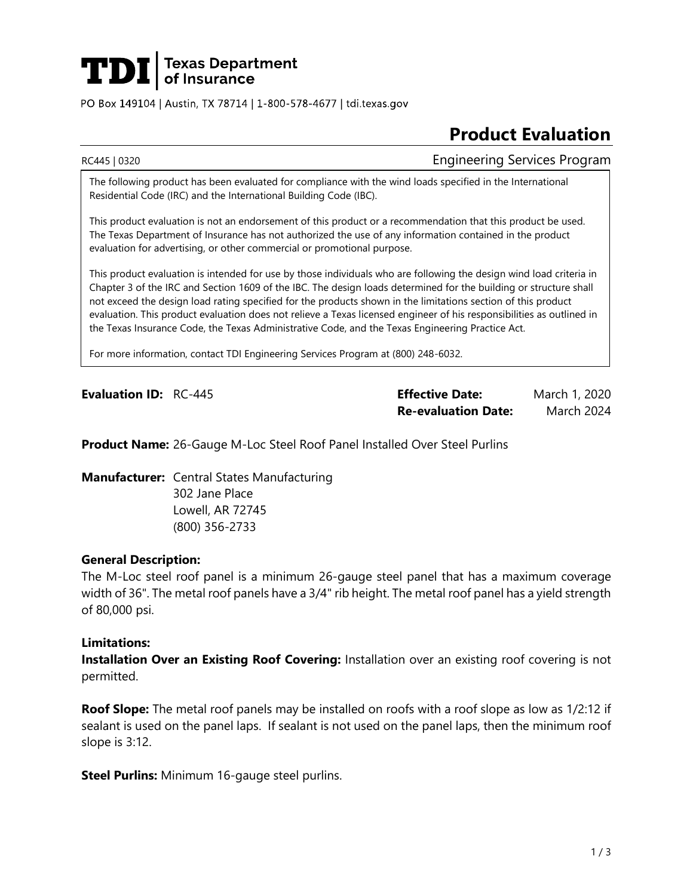# TDI | Texas Department of Insurance

PO Box 149104 | Austin, TX 78714 | 1-800-578-4677 | tdi.texas.gov

## Product Evaluation

RC445 | 0320 — Engineering Services Program

The following product has been evaluated for compliance with the wind loads specified in the International Residential Code (IRC) and the International Building Code (IBC).

This product evaluation is not an endorsement of this product or a recommendation that this product be used. The Texas Department of Insurance has not authorized the use of any information contained in the product evaluation for advertising, or other commercial or promotional purpose.

This product evaluation is intended for use by those individuals who are following the design wind load criteria in Chapter 3 of the IRC and Section 1609 of the IBC. The design loads determined for the building or structure shall not exceed the design load rating specified for the products shown in the limitations section of this product evaluation. This product evaluation does not relieve a Texas licensed engineer of his responsibilities as outlined in the Texas Insurance Code, the Texas Administrative Code, and the Texas Engineering Practice Act.

For more information, contact TDI Engineering Services Program at (800) 248-6032.

**Evaluation ID:** RC-445

**Effective Date:** March 1, 2020

**Re-evaluation Date:** March 2024

**Product Name:** 26-Gauge M-Loc Steel Roof Panel Installed Over Steel Purlins

**Manufacturer:** Central States Manufacturing
302 Jane Place
Lowell, AR 72745
(800) 356-2733

### General Description:

The M-Loc steel roof panel is a minimum 26-gauge steel panel that has a maximum coverage width of 36". The metal roof panels have a 3/4" rib height. The metal roof panel has a yield strength of 80,000 psi.

### Limitations:

**Installation Over an Existing Roof Covering:** Installation over an existing roof covering is not permitted.

**Roof Slope:** The metal roof panels may be installed on roofs with a roof slope as low as 1/2:12 if sealant is used on the panel laps. If sealant is not used on the panel laps, then the minimum roof slope is 3:12.

**Steel Purlins:** Minimum 16-gauge steel purlins.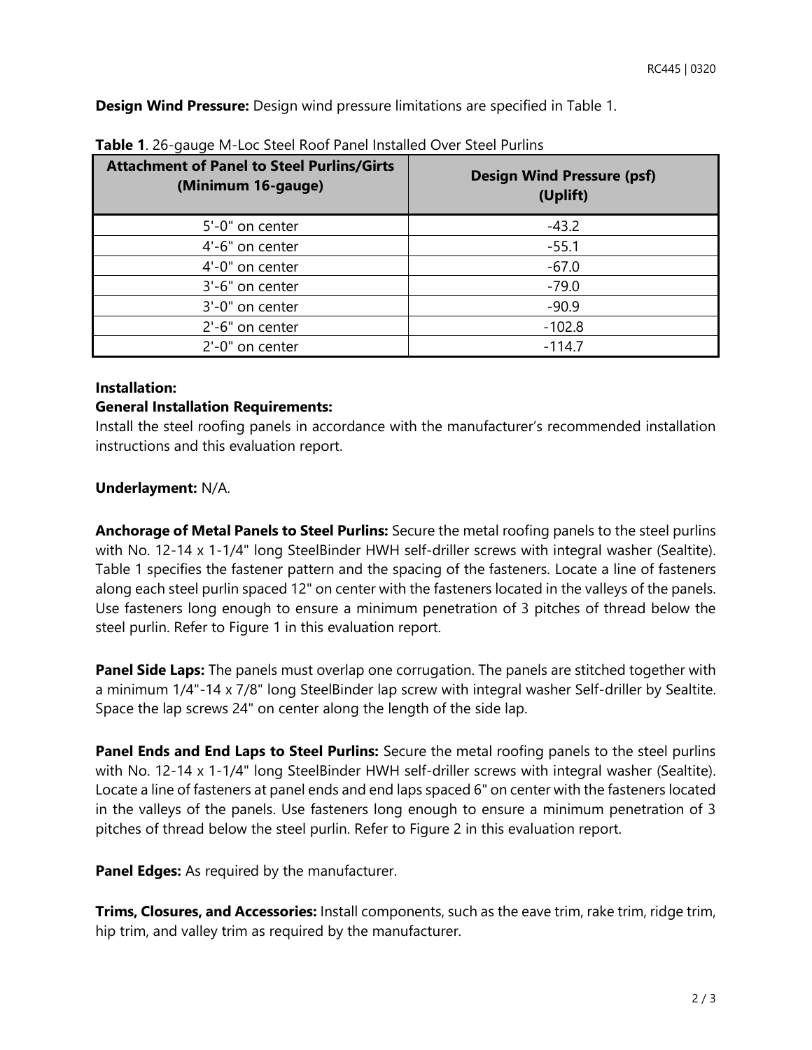**Design Wind Pressure:** Design wind pressure limitations are specified in Table 1.

**Table 1**. 26-gauge M-Loc Steel Roof Panel Installed Over Steel Purlins

| Attachment of Panel to Steel Purlins/Girts (Minimum 16-gauge) | Design Wind Pressure (psf) (Uplift) |
|---|---|
| 5'-0" on center | -43.2 |
| 4'-6" on center | -55.1 |
| 4'-0" on center | -67.0 |
| 3'-6" on center | -79.0 |
| 3'-0" on center | -90.9 |
| 2'-6" on center | -102.8 |
| 2'-0" on center | -114.7 |

**Installation:**

**General Installation Requirements:**
Install the steel roofing panels in accordance with the manufacturer's recommended installation instructions and this evaluation report.

**Underlayment:** N/A.

**Anchorage of Metal Panels to Steel Purlins:** Secure the metal roofing panels to the steel purlins with No. 12-14 x 1-1/4" long SteelBinder HWH self-driller screws with integral washer (Sealtite). Table 1 specifies the fastener pattern and the spacing of the fasteners. Locate a line of fasteners along each steel purlin spaced 12" on center with the fasteners located in the valleys of the panels. Use fasteners long enough to ensure a minimum penetration of 3 pitches of thread below the steel purlin. Refer to Figure 1 in this evaluation report.

**Panel Side Laps:** The panels must overlap one corrugation. The panels are stitched together with a minimum 1/4"-14 x 7/8" long SteelBinder lap screw with integral washer Self-driller by Sealtite. Space the lap screws 24" on center along the length of the side lap.

**Panel Ends and End Laps to Steel Purlins:** Secure the metal roofing panels to the steel purlins with No. 12-14 x 1-1/4" long SteelBinder HWH self-driller screws with integral washer (Sealtite). Locate a line of fasteners at panel ends and end laps spaced 6" on center with the fasteners located in the valleys of the panels. Use fasteners long enough to ensure a minimum penetration of 3 pitches of thread below the steel purlin. Refer to Figure 2 in this evaluation report.

**Panel Edges:** As required by the manufacturer.

**Trims, Closures, and Accessories:** Install components, such as the eave trim, rake trim, ridge trim, hip trim, and valley trim as required by the manufacturer.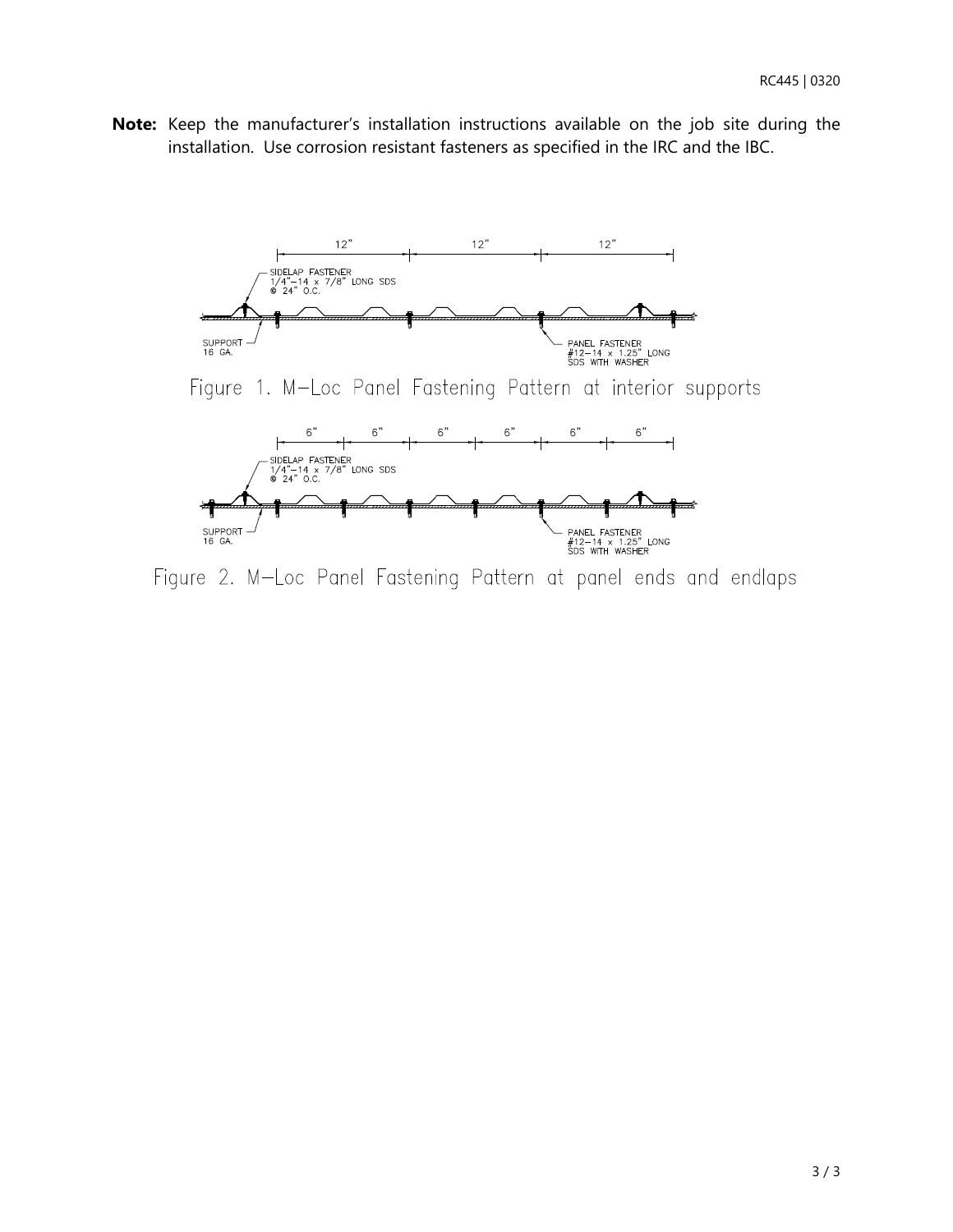**Note:** Keep the manufacturer's installation instructions available on the job site during the installation. Use corrosion resistant fasteners as specified in the IRC and the IBC.

12" 12" 12"

SIDELAP FASTENER
1/4"-14 x 7/8" LONG SDS
@ 24" O.C.

SUPPORT
16 GA.

PANEL FASTENER
#12-14 x 1.25" LONG
SDS WITH WASHER

Figure 1. M-Loc Panel Fastening Pattern at interior supports

6" 6" 6" 6" 6" 6"

SIDELAP FASTENER
1/4"-14 x 7/8" LONG SDS
@ 24" O.C.

SUPPORT
16 GA.

PANEL FASTENER
#12-14 x 1.25" LONG
SDS WITH WASHER

Figure 2. M-Loc Panel Fastening Pattern at panel ends and endlaps